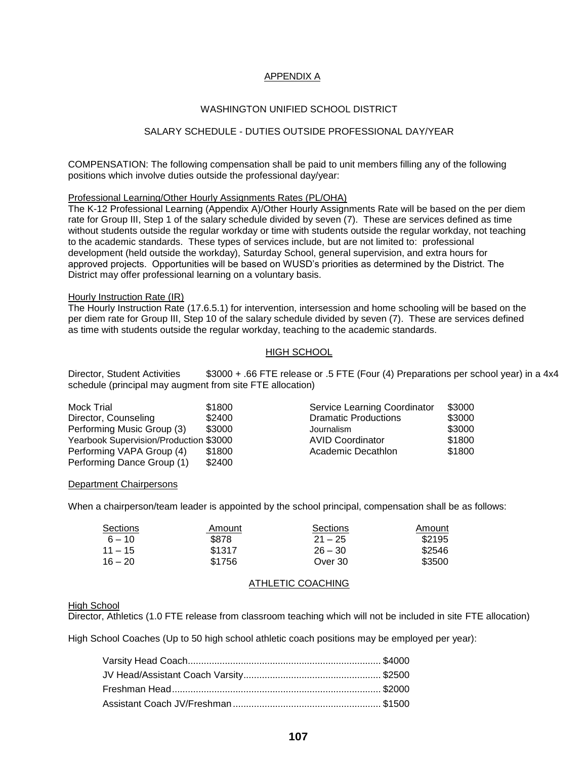# APPENDIX A

## WASHINGTON UNIFIED SCHOOL DISTRICT

## SALARY SCHEDULE - DUTIES OUTSIDE PROFESSIONAL DAY/YEAR

COMPENSATION: The following compensation shall be paid to unit members filling any of the following positions which involve duties outside the professional day/year:

### Professional Learning/Other Hourly Assignments Rates (PL/OHA)

The K-12 Professional Learning (Appendix A)/Other Hourly Assignments Rate will be based on the per diem rate for Group III, Step 1 of the salary schedule divided by seven (7). These are services defined as time without students outside the regular workday or time with students outside the regular workday, not teaching to the academic standards. These types of services include, but are not limited to: professional development (held outside the workday), Saturday School, general supervision, and extra hours for approved projects. Opportunities will be based on WUSD's priorities as determined by the District. The District may offer professional learning on a voluntary basis.

### Hourly Instruction Rate (IR)

The Hourly Instruction Rate (17.6.5.1) for intervention, intersession and home schooling will be based on the per diem rate for Group III, Step 10 of the salary schedule divided by seven (7). These are services defined as time with students outside the regular workday, teaching to the academic standards.

## HIGH SCHOOL

Director, Student Activities $3000 + .66 FTE release or .5 FTE (Four (4) Preparations per school year) in a 4x4 schedule (principal may augment from site FTE allocation)

| Position | Amount | Position | Amount |
|---|---|---|---|
| Mock Trial | $1800 | Service Learning Coordinator | $3000 |
| Director, Counseling | $2400 | Dramatic Productions | $3000 |
| Performing Music Group (3) | $3000 | Journalism | $3000 |
| Yearbook Supervision/Production | $3000 | AVID Coordinator | $1800 |
| Performing VAPA Group (4) | $1800 | Academic Decathlon | $1800 |
| Performing Dance Group (1) | $2400 | | |

### Department Chairpersons

When a chairperson/team leader is appointed by the school principal, compensation shall be as follows:

| Sections | Amount | Sections | Amount |
|---|---|---|---|
| 6 – 10 | $878 | 21 – 25 | $2195 |
| 11 – 15 | $1317 | 26 – 30 | $2546 |
| 16 – 20 | $1756 | Over 30 | $3500 |

## ATHLETIC COACHING

### High School

Director, Athletics (1.0 FTE release from classroom teaching which will not be included in site FTE allocation)

High School Coaches (Up to 50 high school athletic coach positions may be employed per year):

| Position | Amount |
|---|---|
| Varsity Head Coach | $4000 |
| JV Head/Assistant Coach Varsity | $2500 |
| Freshman Head | $2000 |
| Assistant Coach JV/Freshman | $1500 |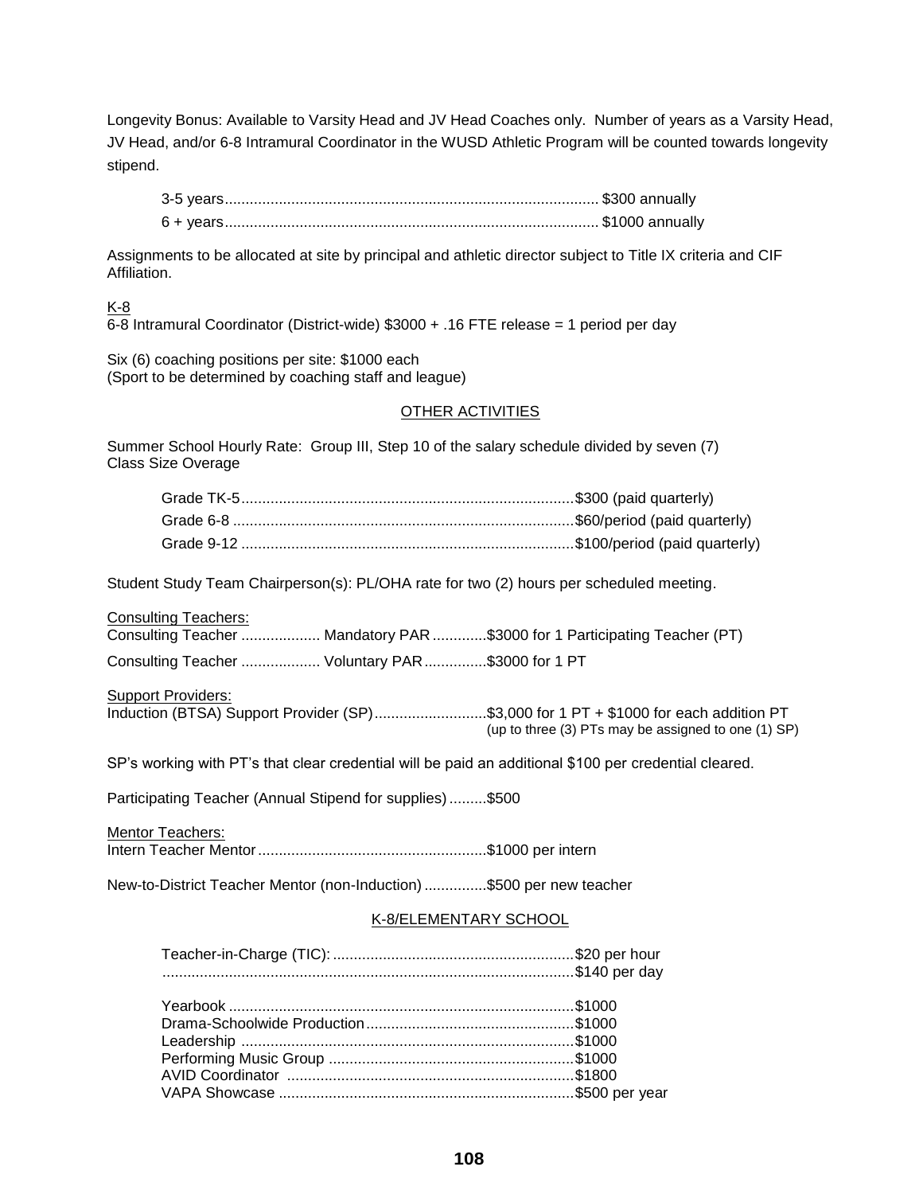Longevity Bonus: Available to Varsity Head and JV Head Coaches only. Number of years as a Varsity Head, JV Head, and/or 6-8 Intramural Coordinator in the WUSD Athletic Program will be counted towards longevity stipend.

| | |
|---|---|
| 3-5 years | $300 annually |
| 6 + years | $1000 annually |

Assignments to be allocated at site by principal and athletic director subject to Title IX criteria and CIF Affiliation.

K-8

6-8 Intramural Coordinator (District-wide) $3000 + .16 FTE release = 1 period per day

Six (6) coaching positions per site: $1000 each
(Sport to be determined by coaching staff and league)

## OTHER ACTIVITIES

Summer School Hourly Rate: Group III, Step 10 of the salary schedule divided by seven (7)
Class Size Overage

| | |
|---|---|
| Grade TK-5 | $300 (paid quarterly) |
| Grade 6-8 | $60/period (paid quarterly) |
| Grade 9-12 | $100/period (paid quarterly) |

Student Study Team Chairperson(s): PL/OHA rate for two (2) hours per scheduled meeting.

Consulting Teachers:

| | | |
|---|---|---|
| Consulting Teacher | Mandatory PAR | $3000 for 1 Participating Teacher (PT) |
| Consulting Teacher | Voluntary PAR | $3000 for 1 PT |

Support Providers:

Induction (BTSA) Support Provider (SP) .......... $3,000 for 1 PT + $1000 for each addition PT
(up to three (3) PTs may be assigned to one (1) SP)

SP's working with PT's that clear credential will be paid an additional $100 per credential cleared.

Participating Teacher (Annual Stipend for supplies) .......... $500

Mentor Teachers:

Intern Teacher Mentor .......... $1000 per intern

New-to-District Teacher Mentor (non-Induction) .......... $500 per new teacher

## K-8/ELEMENTARY SCHOOL

| | |
|---|---|
| Teacher-in-Charge (TIC): | $20 per hour |
| | $140 per day |

| | |
|---|---|
| Yearbook | $1000 |
| Drama-Schoolwide Production | $1000 |
| Leadership | $1000 |
| Performing Music Group | $1000 |
| AVID Coordinator | $1800 |
| VAPA Showcase | $500 per year |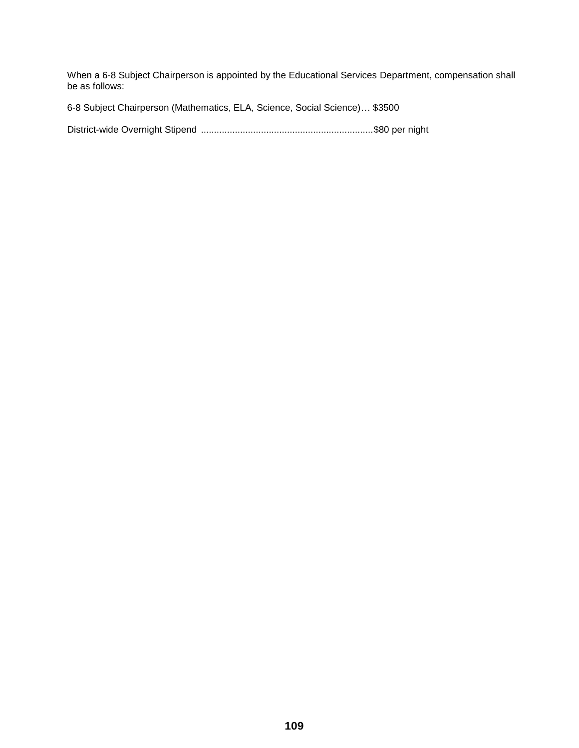When a 6-8 Subject Chairperson is appointed by the Educational Services Department, compensation shall be as follows:

6-8 Subject Chairperson (Mathematics, ELA, Science, Social Science)… $3500

District-wide Overnight Stipend ..................................................................$80 per night